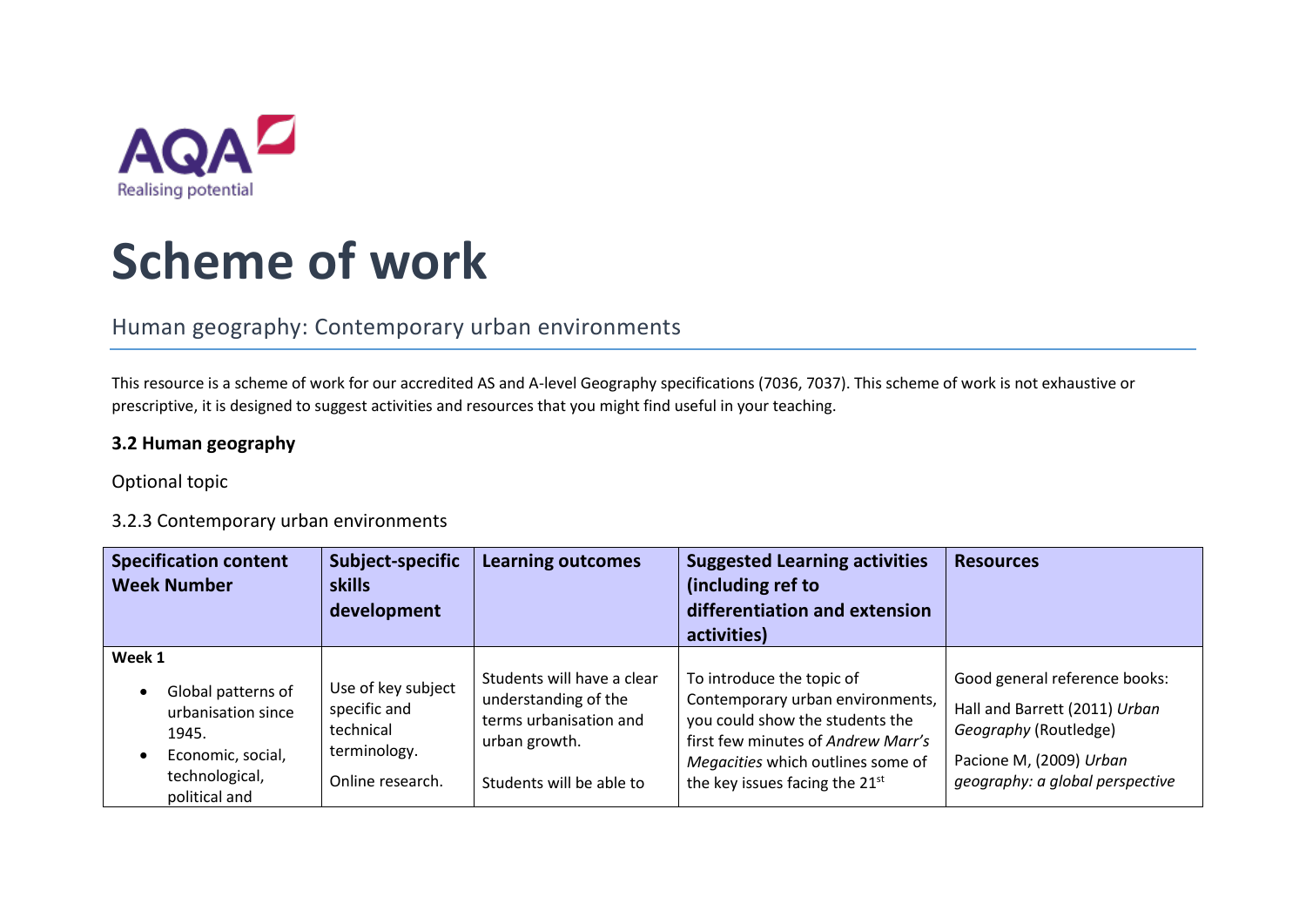AQA
Realising potential

# Scheme of work

## Human geography: Contemporary urban environments

This resource is a scheme of work for our accredited AS and A-level Geography specifications (7036, 7037). This scheme of work is not exhaustive or prescriptive, it is designed to suggest activities and resources that you might find useful in your teaching.

### 3.2 Human geography

Optional topic

3.2.3 Contemporary urban environments

| Specification content Week Number | Subject-specific skills development | Learning outcomes | Suggested Learning activities (including ref to differentiation and extension activities) | Resources |
|---|---|---|---|---|
| **Week 1**<br>• Global patterns of urbanisation since 1945.<br>• Economic, social, technological, political and | Use of key subject specific and technical terminology.<br><br>Online research. | Students will have a clear understanding of the terms urbanisation and urban growth.<br><br>Students will be able to | To introduce the topic of Contemporary urban environments, you could show the students the first few minutes of *Andrew Marr's Megacities* which outlines some of the key issues facing the 21st | Good general reference books:<br><br>Hall and Barrett (2011) *Urban Geography* (Routledge)<br><br>Pacione M, (2009) *Urban geography: a global perspective* |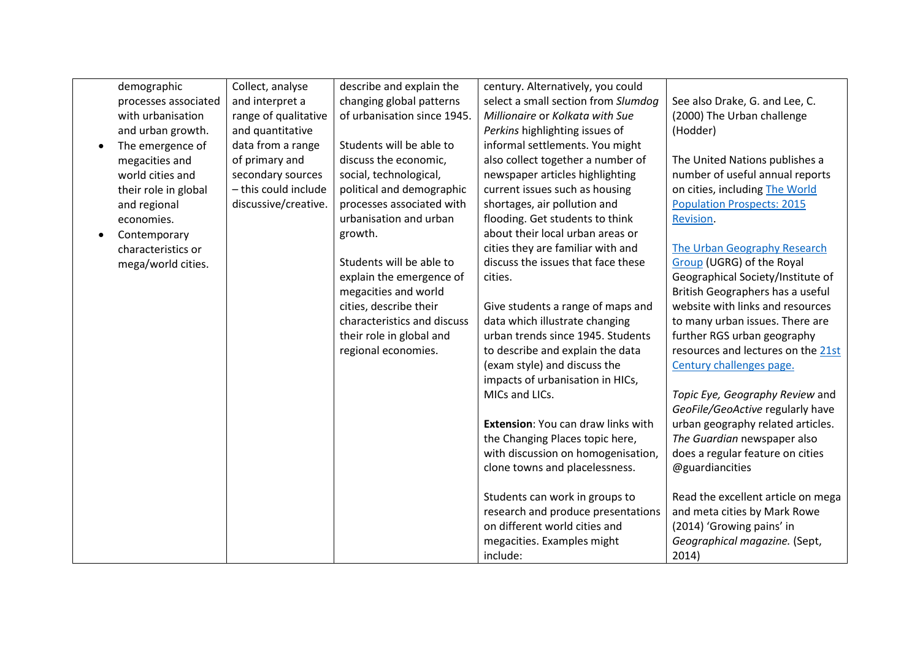| | | | | |
|---|---|---|---|---|
| demographic processes associated with urbanisation and urban growth.<br>• The emergence of megacities and world cities and their role in global and regional economies.<br>• Contemporary characteristics or mega/world cities. | Collect, analyse and interpret a range of qualitative and quantitative data from a range of primary and secondary sources – this could include discussive/creative. | describe and explain the changing global patterns of urbanisation since 1945.<br><br>Students will be able to discuss the economic, social, technological, political and demographic processes associated with urbanisation and urban growth.<br><br>Students will be able to explain the emergence of megacities and world cities, describe their characteristics and discuss their role in global and regional economies. | century. Alternatively, you could select a small section from *Slumdog Millionaire* or *Kolkata with Sue Perkins* highlighting issues of informal settlements. You might also collect together a number of newspaper articles highlighting current issues such as housing shortages, air pollution and flooding. Get students to think about their local urban areas or cities they are familiar with and discuss the issues that face these cities.<br><br>Give students a range of maps and data which illustrate changing urban trends since 1945. Students to describe and explain the data (exam style) and discuss the impacts of urbanisation in HICs, MICs and LICs.<br><br>**Extension**: You can draw links with the Changing Places topic here, with discussion on homogenisation, clone towns and placelessness.<br><br>Students can work in groups to research and produce presentations on different world cities and megacities. Examples might include: | See also Drake, G. and Lee, C. (2000) The Urban challenge (Hodder)<br><br>The United Nations publishes a number of useful annual reports on cities, including The World Population Prospects: 2015 Revision.<br><br>The Urban Geography Research Group (UGRG) of the Royal Geographical Society/Institute of British Geographers has a useful website with links and resources to many urban issues. There are further RGS urban geography resources and lectures on the 21st Century challenges page.<br><br>*Topic Eye, Geography Review* and *GeoFile/GeoActive* regularly have urban geography related articles. *The Guardian* newspaper also does a regular feature on cities @guardiancities<br><br>Read the excellent article on mega and meta cities by Mark Rowe (2014) 'Growing pains' in *Geographical magazine.* (Sept, 2014) |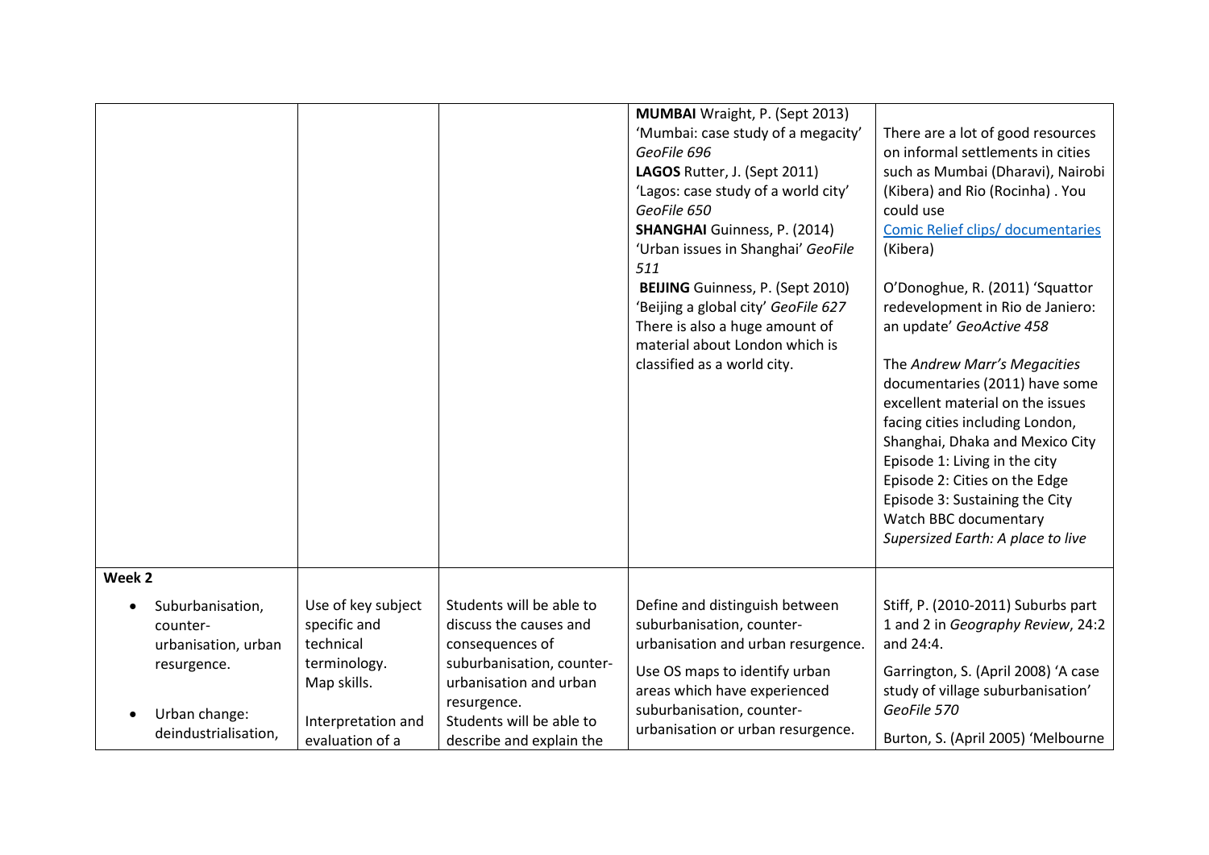| | | | | |
|---|---|---|---|---|
| | | | **MUMBAI** Wraight, P. (Sept 2013) 'Mumbai: case study of a megacity' *GeoFile 696*<br>**LAGOS** Rutter, J. (Sept 2011) 'Lagos: case study of a world city' *GeoFile 650*<br>**SHANGHAI** Guinness, P. (2014) 'Urban issues in Shanghai' *GeoFile 511*<br>**BEIJING** Guinness, P. (Sept 2010) 'Beijing a global city' *GeoFile 627*<br>There is also a huge amount of material about London which is classified as a world city. | There are a lot of good resources on informal settlements in cities such as Mumbai (Dharavi), Nairobi (Kibera) and Rio (Rocinha) . You could use Comic Relief clips/ documentaries (Kibera)<br><br>O'Donoghue, R. (2011) 'Squattor redevelopment in Rio de Janiero: an update' *GeoActive 458*<br><br>The *Andrew Marr's Megacities* documentaries (2011) have some excellent material on the issues facing cities including London, Shanghai, Dhaka and Mexico City<br>Episode 1: Living in the city<br>Episode 2: Cities on the Edge<br>Episode 3: Sustaining the City<br>Watch BBC documentary *Supersized Earth: A place to live* |
| **Week 2**<br>• Suburbanisation, counter-urbanisation, urban resurgence.<br>• Urban change: deindustrialisation, | Use of key subject specific and technical terminology.<br>Map skills.<br>Interpretation and evaluation of a | Students will be able to discuss the causes and consequences of suburbanisation, counter-urbanisation and urban resurgence.<br>Students will be able to describe and explain the | Define and distinguish between suburbanisation, counter-urbanisation and urban resurgence.<br>Use OS maps to identify urban areas which have experienced suburbanisation, counter-urbanisation or urban resurgence. | Stiff, P. (2010-2011) Suburbs part 1 and 2 in *Geography Review*, 24:2 and 24:4.<br>Garrington, S. (April 2008) 'A case study of village suburbanisation' *GeoFile 570*<br>Burton, S. (April 2005) 'Melbourne |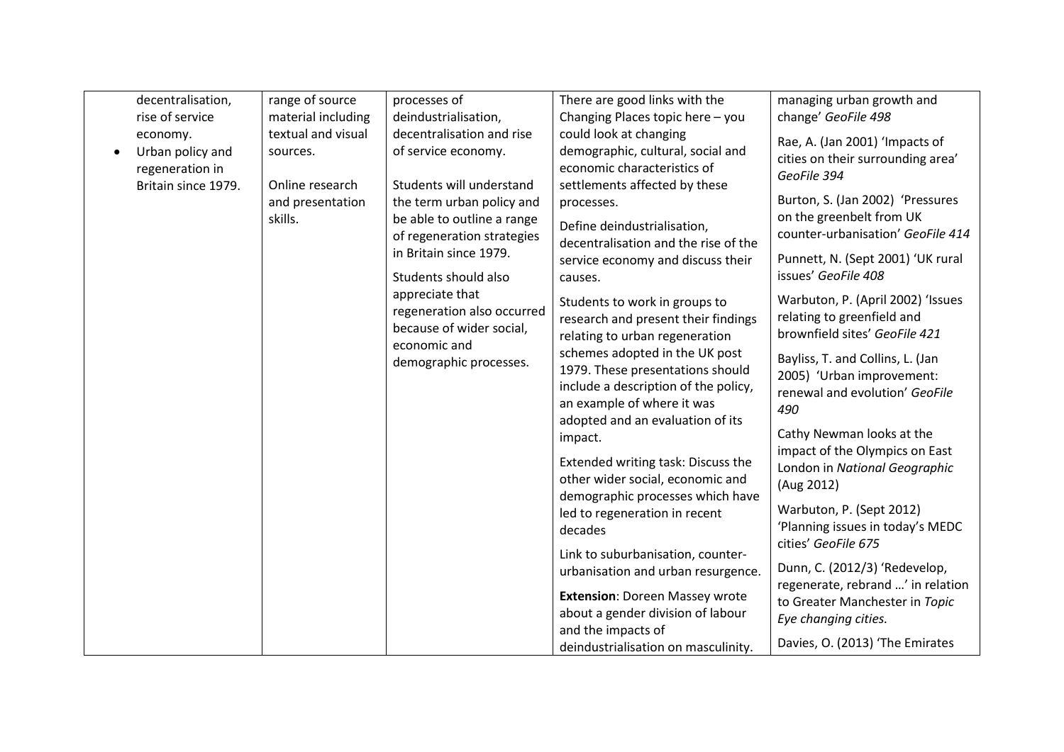| | | | | |
|---|---|---|---|---|
| decentralisation, rise of service economy.<br>• Urban policy and regeneration in Britain since 1979. | range of source material including textual and visual sources.<br><br>Online research and presentation skills. | processes of deindustrialisation, decentralisation and rise of service economy.<br><br>Students will understand the term urban policy and be able to outline a range of regeneration strategies in Britain since 1979.<br><br>Students should also appreciate that regeneration also occurred because of wider social, economic and demographic processes. | There are good links with the Changing Places topic here – you could look at changing demographic, cultural, social and economic characteristics of settlements affected by these processes.<br><br>Define deindustrialisation, decentralisation and the rise of the service economy and discuss their causes.<br><br>Students to work in groups to research and present their findings relating to urban regeneration schemes adopted in the UK post 1979. These presentations should include a description of the policy, an example of where it was adopted and an evaluation of its impact.<br><br>Extended writing task: Discuss the other wider social, economic and demographic processes which have led to regeneration in recent decades<br><br>Link to suburbanisation, counter-urbanisation and urban resurgence.<br><br>**Extension**: Doreen Massey wrote about a gender division of labour and the impacts of deindustrialisation on masculinity. | managing urban growth and change' *GeoFile 498*<br><br>Rae, A. (Jan 2001) 'Impacts of cities on their surrounding area' *GeoFile 394*<br><br>Burton, S. (Jan 2002) 'Pressures on the greenbelt from UK counter-urbanisation' *GeoFile 414*<br><br>Punnett, N. (Sept 2001) 'UK rural issues' *GeoFile 408*<br><br>Warbuton, P. (April 2002) 'Issues relating to greenfield and brownfield sites' *GeoFile 421*<br><br>Bayliss, T. and Collins, L. (Jan 2005) 'Urban improvement: renewal and evolution' *GeoFile 490*<br><br>Cathy Newman looks at the impact of the Olympics on East London in *National Geographic* (Aug 2012)<br><br>Warbuton, P. (Sept 2012) 'Planning issues in today's MEDC cities' *GeoFile 675*<br><br>Dunn, C. (2012/3) 'Redevelop, regenerate, rebrand …' in relation to Greater Manchester in *Topic Eye changing cities.*<br><br>Davies, O. (2013) 'The Emirates |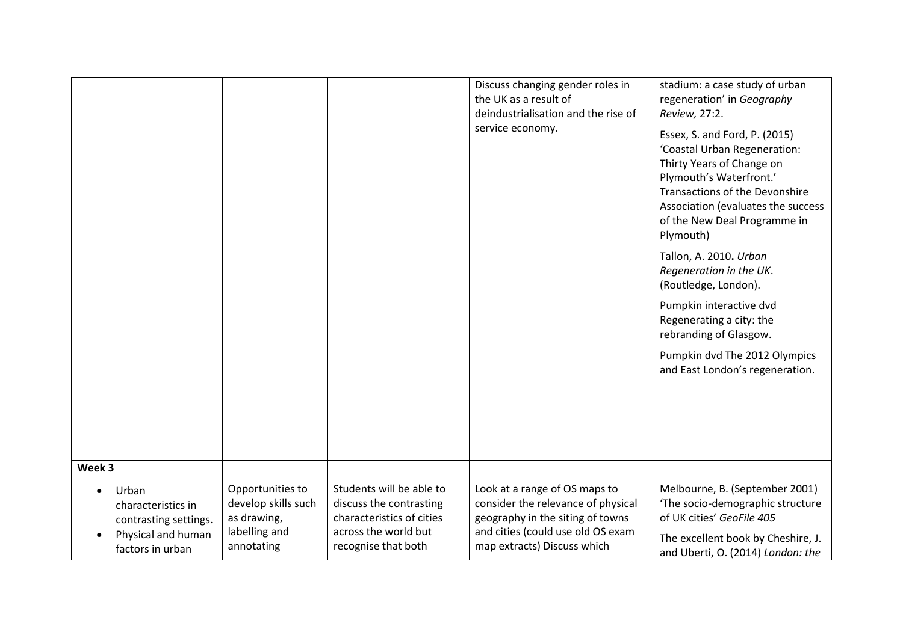| | | | | |
|---|---|---|---|---|
| | | | Discuss changing gender roles in the UK as a result of deindustrialisation and the rise of service economy. | stadium: a case study of urban regeneration' in *Geography Review,* 27:2.<br><br>Essex, S. and Ford, P. (2015) 'Coastal Urban Regeneration: Thirty Years of Change on Plymouth's Waterfront.' Transactions of the Devonshire Association (evaluates the success of the New Deal Programme in Plymouth)<br><br>Tallon, A. 2010**.** *Urban Regeneration in the UK*. (Routledge, London).<br><br>Pumpkin interactive dvd Regenerating a city: the rebranding of Glasgow.<br><br>Pumpkin dvd The 2012 Olympics and East London's regeneration. |
| **Week 3**<br><br>• Urban characteristics in contrasting settings.<br>• Physical and human factors in urban | Opportunities to develop skills such as drawing, labelling and annotating | Students will be able to discuss the contrasting characteristics of cities across the world but recognise that both | Look at a range of OS maps to consider the relevance of physical geography in the siting of towns and cities (could use old OS exam map extracts) Discuss which | Melbourne, B. (September 2001) 'The socio-demographic structure of UK cities' *GeoFile 405*<br><br>The excellent book by Cheshire, J. and Uberti, O. (2014) *London: the* |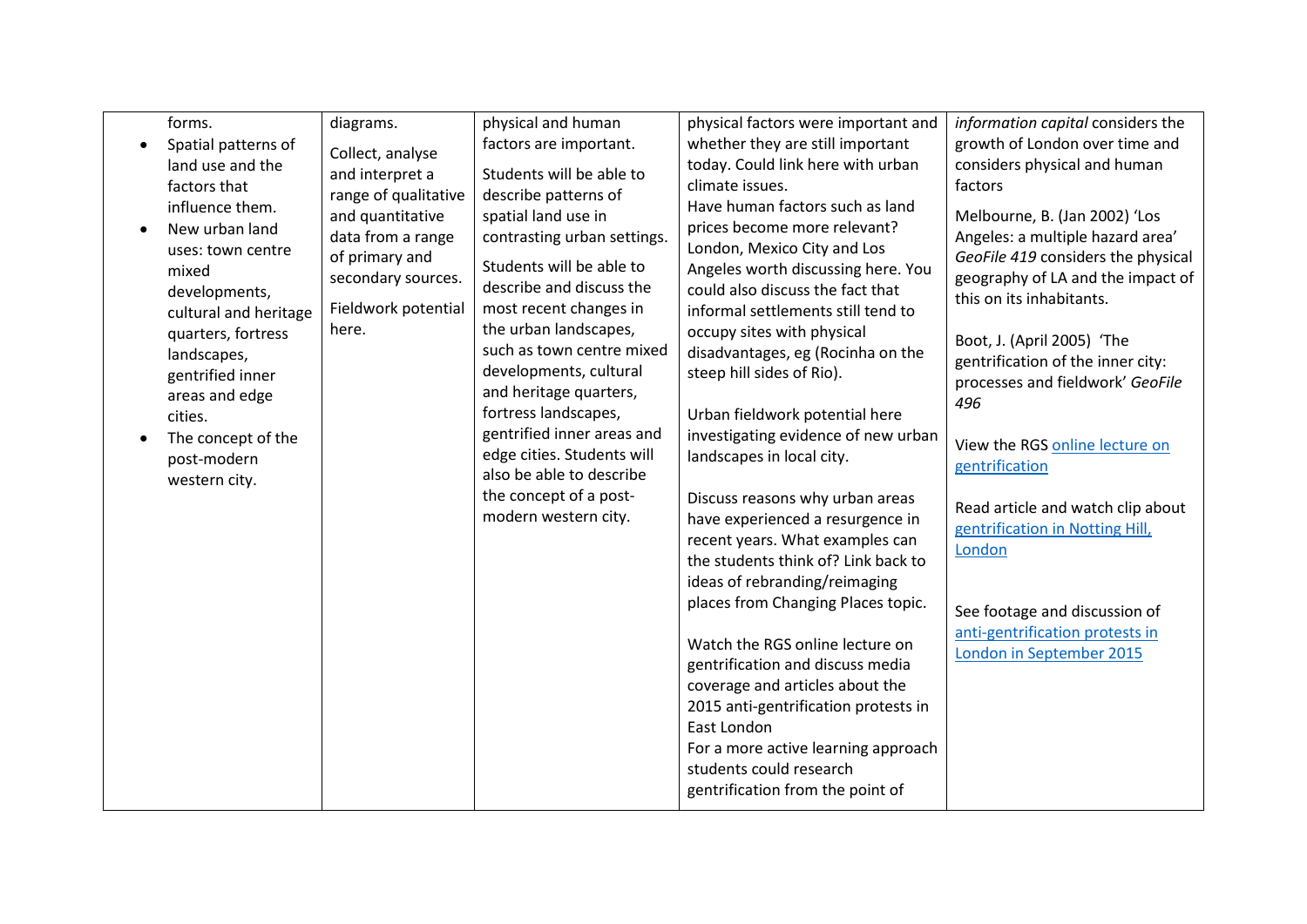| | | | | |
|---|---|---|---|---|
| forms.<br>• Spatial patterns of land use and the factors that influence them.<br>• New urban land uses: town centre mixed developments, cultural and heritage quarters, fortress landscapes, gentrified inner areas and edge cities.<br>• The concept of the post-modern western city. | diagrams.<br><br>Collect, analyse and interpret a range of qualitative and quantitative data from a range of primary and secondary sources.<br><br>Fieldwork potential here. | physical and human factors are important.<br><br>Students will be able to describe patterns of spatial land use in contrasting urban settings.<br><br>Students will be able to describe and discuss the most recent changes in the urban landscapes, such as town centre mixed developments, cultural and heritage quarters, fortress landscapes, gentrified inner areas and edge cities. Students will also be able to describe the concept of a post-modern western city. | physical factors were important and whether they are still important today. Could link here with urban climate issues.<br>Have human factors such as land prices become more relevant? London, Mexico City and Los Angeles worth discussing here. You could also discuss the fact that informal settlements still tend to occupy sites with physical disadvantages, eg (Rocinha on the steep hill sides of Rio).<br><br>Urban fieldwork potential here investigating evidence of new urban landscapes in local city.<br><br>Discuss reasons why urban areas have experienced a resurgence in recent years. What examples can the students think of? Link back to ideas of rebranding/reimaging places from Changing Places topic.<br><br>Watch the RGS online lecture on gentrification and discuss media coverage and articles about the 2015 anti-gentrification protests in East London<br>For a more active learning approach students could research gentrification from the point of | *information capital* considers the growth of London over time and considers physical and human factors<br><br>Melbourne, B. (Jan 2002) 'Los Angeles: a multiple hazard area' *GeoFile 419* considers the physical geography of LA and the impact of this on its inhabitants.<br><br>Boot, J. (April 2005) 'The gentrification of the inner city: processes and fieldwork' *GeoFile 496*<br><br>View the RGS online lecture on gentrification<br><br>Read article and watch clip about gentrification in Notting Hill, London<br><br>See footage and discussion of anti-gentrification protests in London in September 2015 |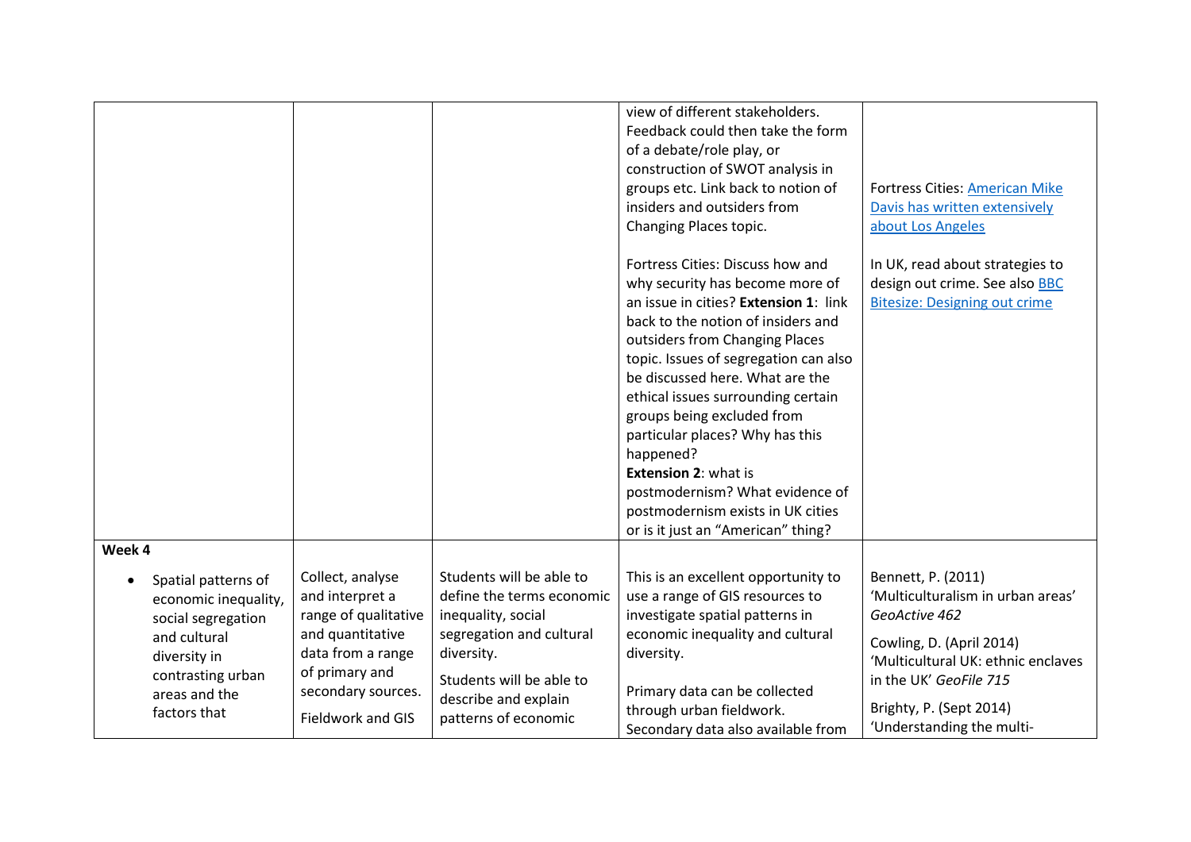| | | | | |
|---|---|---|---|---|
| | | | view of different stakeholders. Feedback could then take the form of a debate/role play, or construction of SWOT analysis in groups etc. Link back to notion of insiders and outsiders from Changing Places topic.<br><br>Fortress Cities: Discuss how and why security has become more of an issue in cities? **Extension 1**: link back to the notion of insiders and outsiders from Changing Places topic. Issues of segregation can also be discussed here. What are the ethical issues surrounding certain groups being excluded from particular places? Why has this happened?<br>**Extension 2**: what is postmodernism? What evidence of postmodernism exists in UK cities or is it just an "American" thing? | Fortress Cities: American Mike Davis has written extensively about Los Angeles<br><br>In UK, read about strategies to design out crime. See also BBC Bitesize: Designing out crime |
| **Week 4**<br><br>• Spatial patterns of economic inequality, social segregation and cultural diversity in contrasting urban areas and the factors that | Collect, analyse and interpret a range of qualitative and quantitative data from a range of primary and secondary sources.<br><br>Fieldwork and GIS | Students will be able to define the terms economic inequality, social segregation and cultural diversity.<br><br>Students will be able to describe and explain patterns of economic | This is an excellent opportunity to use a range of GIS resources to investigate spatial patterns in economic inequality and cultural diversity.<br><br>Primary data can be collected through urban fieldwork. Secondary data also available from | Bennett, P. (2011) 'Multiculturalism in urban areas' *GeoActive 462*<br><br>Cowling, D. (April 2014) 'Multicultural UK: ethnic enclaves in the UK' *GeoFile 715*<br><br>Brighty, P. (Sept 2014) 'Understanding the multi- |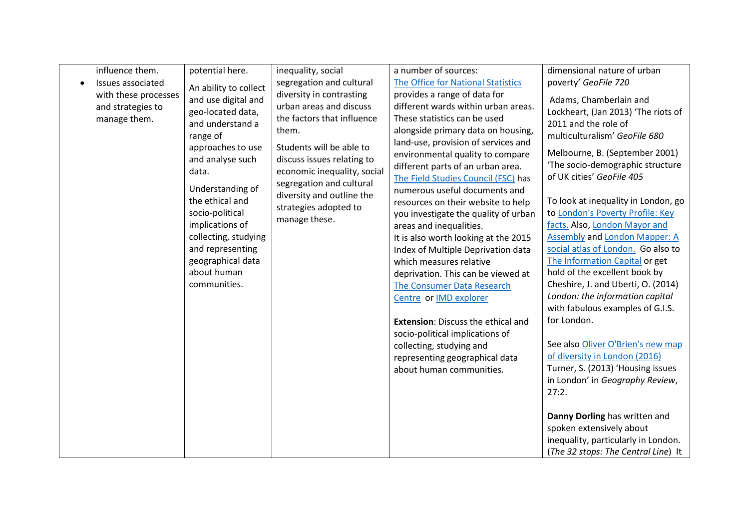| | | | | |
|---|---|---|---|---|
| influence them.<br>• Issues associated with these processes and strategies to manage them. | potential here.<br><br>An ability to collect and use digital and geo-located data, and understand a range of approaches to use and analyse such data.<br><br>Understanding of the ethical and socio-political implications of collecting, studying and representing geographical data about human communities. | inequality, social segregation and cultural diversity in contrasting urban areas and discuss the factors that influence them.<br><br>Students will be able to discuss issues relating to economic inequality, social segregation and cultural diversity and outline the strategies adopted to manage these. | a number of sources:<br>The Office for National Statistics provides a range of data for different wards within urban areas. These statistics can be used alongside primary data on housing, land-use, provision of services and environmental quality to compare different parts of an urban area.<br>The Field Studies Council (FSC) has numerous useful documents and resources on their website to help you investigate the quality of urban areas and inequalities.<br>It is also worth looking at the 2015 Index of Multiple Deprivation data which measures relative deprivation. This can be viewed at The Consumer Data Research Centre or IMD explorer<br><br>**Extension**: Discuss the ethical and socio-political implications of collecting, studying and representing geographical data about human communities. | dimensional nature of urban poverty' *GeoFile 720*<br><br>Adams, Chamberlain and Lockheart, (Jan 2013) 'The riots of 2011 and the role of multiculturalism' *GeoFile 680*<br><br>Melbourne, B. (September 2001) 'The socio-demographic structure of UK cities' *GeoFile 405*<br><br>To look at inequality in London, go to London's Poverty Profile: Key facts. Also, London Mayor and Assembly and London Mapper: A social atlas of London. Go also to The Information Capital or get hold of the excellent book by Cheshire, J. and Uberti, O. (2014) *London: the information capital* with fabulous examples of G.I.S. for London.<br><br>See also Oliver O'Brien's new map of diversity in London (2016)<br>Turner, S. (2013) 'Housing issues in London' in *Geography Review*, 27:2.<br><br>**Danny Dorling** has written and spoken extensively about inequality, particularly in London. (*The 32 stops: The Central Line*) It |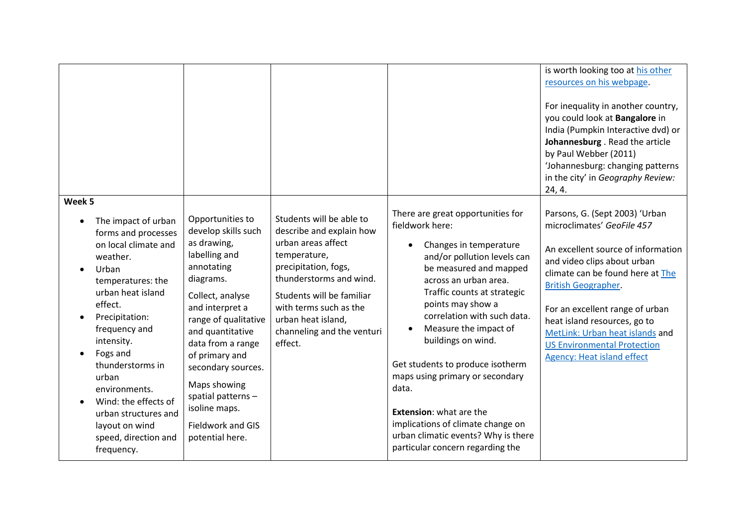|  |  |  |  |  |
|---|---|---|---|---|
|  |  |  |  | is worth looking too at his other resources on his webpage.<br><br>For inequality in another country, you could look at **Bangalore** in India (Pumpkin Interactive dvd) or **Johannesburg** . Read the article by Paul Webber (2011) 'Johannesburg: changing patterns in the city' in *Geography Review:* 24, 4. |
| **Week 5**<br><br>• The impact of urban forms and processes on local climate and weather.<br>• Urban temperatures: the urban heat island effect.<br>• Precipitation: frequency and intensity.<br>• Fogs and thunderstorms in urban environments.<br>• Wind: the effects of urban structures and layout on wind speed, direction and frequency. | Opportunities to develop skills such as drawing, labelling and annotating diagrams.<br><br>Collect, analyse and interpret a range of qualitative and quantitative data from a range of primary and secondary sources.<br><br>Maps showing spatial patterns – isoline maps.<br><br>Fieldwork and GIS potential here. | Students will be able to describe and explain how urban areas affect temperature, precipitation, fogs, thunderstorms and wind.<br><br>Students will be familiar with terms such as the urban heat island, channeling and the venturi effect. | There are great opportunities for fieldwork here:<br><br>• Changes in temperature and/or pollution levels can be measured and mapped across an urban area. Traffic counts at strategic points may show a correlation with such data.<br>• Measure the impact of buildings on wind.<br><br>Get students to produce isotherm maps using primary or secondary data.<br><br>**Extension**: what are the implications of climate change on urban climatic events? Why is there particular concern regarding the | Parsons, G. (Sept 2003) 'Urban microclimates' *GeoFile 457*<br><br>An excellent source of information and video clips about urban climate can be found here at The British Geographer.<br><br>For an excellent range of urban heat island resources, go to MetLink: Urban heat islands and US Environmental Protection Agency: Heat island effect |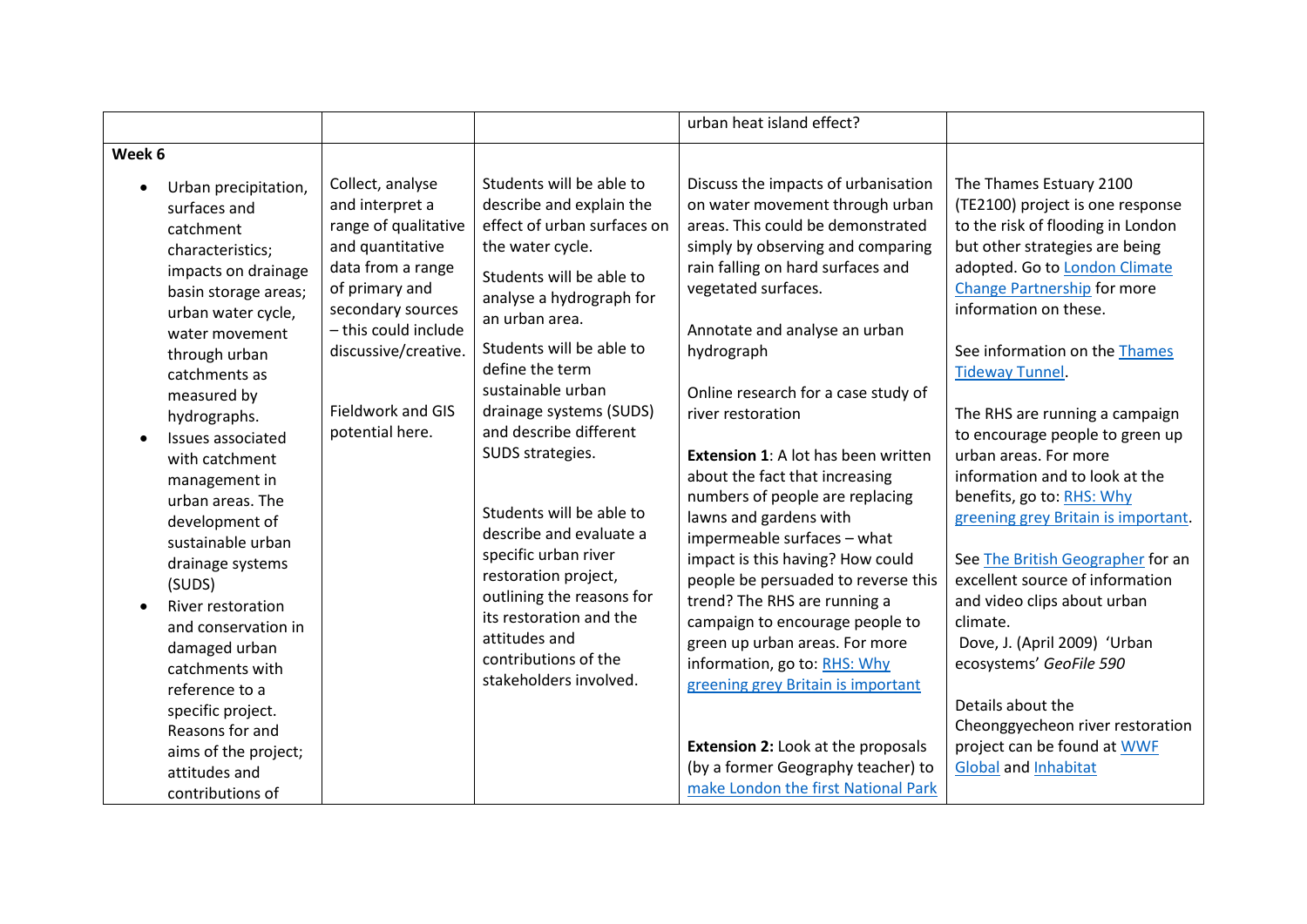| | | | | |
|---|---|---|---|---|
| | | | urban heat island effect? | |
| **Week 6** | | | | |
| • Urban precipitation, surfaces and catchment characteristics; impacts on drainage basin storage areas; urban water cycle, water movement through urban catchments as measured by hydrographs.<br>• Issues associated with catchment management in urban areas. The development of sustainable urban drainage systems (SUDS)<br>• River restoration and conservation in damaged urban catchments with reference to a specific project. Reasons for and aims of the project; attitudes and contributions of | Collect, analyse and interpret a range of qualitative and quantitative data from a range of primary and secondary sources – this could include discussive/creative.<br><br>Fieldwork and GIS potential here. | Students will be able to describe and explain the effect of urban surfaces on the water cycle.<br><br>Students will be able to analyse a hydrograph for an urban area.<br><br>Students will be able to define the term sustainable urban drainage systems (SUDS) and describe different SUDS strategies.<br><br>Students will be able to describe and evaluate a specific urban river restoration project, outlining the reasons for its restoration and the attitudes and contributions of the stakeholders involved. | Discuss the impacts of urbanisation on water movement through urban areas. This could be demonstrated simply by observing and comparing rain falling on hard surfaces and vegetated surfaces.<br><br>Annotate and analyse an urban hydrograph<br><br>Online research for a case study of river restoration<br><br>**Extension 1**: A lot has been written about the fact that increasing numbers of people are replacing lawns and gardens with impermeable surfaces – what impact is this having? How could people be persuaded to reverse this trend? The RHS are running a campaign to encourage people to green up urban areas. For more information, go to: RHS: Why greening grey Britain is important<br><br>**Extension 2:** Look at the proposals (by a former Geography teacher) to make London the first National Park | The Thames Estuary 2100 (TE2100) project is one response to the risk of flooding in London but other strategies are being adopted. Go to London Climate Change Partnership for more information on these.<br><br>See information on the Thames Tideway Tunnel.<br><br>The RHS are running a campaign to encourage people to green up urban areas. For more information and to look at the benefits, go to: RHS: Why greening grey Britain is important.<br><br>See The British Geographer for an excellent source of information and video clips about urban climate.<br>Dove, J. (April 2009) 'Urban ecosystems' *GeoFile 590*<br><br>Details about the Cheonggyecheon river restoration project can be found at WWF Global and Inhabitat |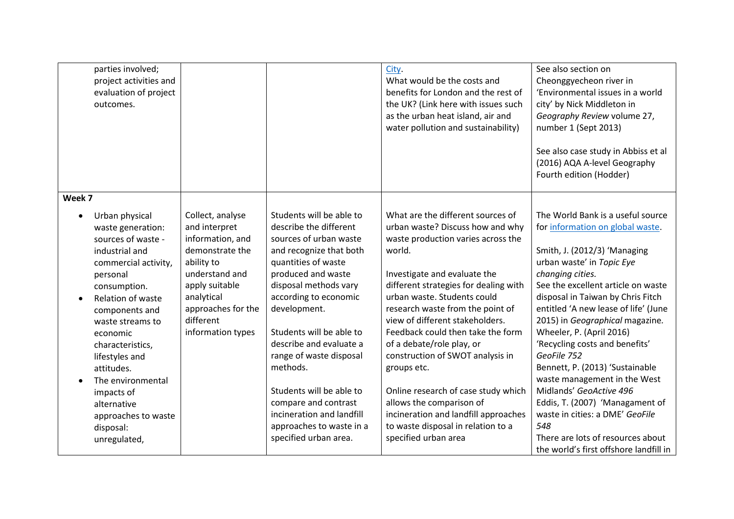| | | | | |
|---|---|---|---|---|
| parties involved; project activities and evaluation of project outcomes. | | | City. What would be the costs and benefits for London and the rest of the UK? (Link here with issues such as the urban heat island, air and water pollution and sustainability) | See also section on Cheonggyecheon river in 'Environmental issues in a world city' by Nick Middleton in *Geography Review* volume 27, number 1 (Sept 2013)<br><br>See also case study in Abbiss et al (2016) AQA A-level Geography Fourth edition (Hodder) |
| **Week 7** | | | | |
| • Urban physical waste generation: sources of waste - industrial and commercial activity, personal consumption.<br>• Relation of waste components and waste streams to economic characteristics, lifestyles and attitudes.<br>• The environmental impacts of alternative approaches to waste disposal: unregulated, | Collect, analyse and interpret information, and demonstrate the ability to understand and apply suitable analytical approaches for the different information types | Students will be able to describe the different sources of urban waste and recognize that both quantities of waste produced and waste disposal methods vary according to economic development.<br><br>Students will be able to describe and evaluate a range of waste disposal methods.<br><br>Students will be able to compare and contrast incineration and landfill approaches to waste in a specified urban area. | What are the different sources of urban waste? Discuss how and why waste production varies across the world.<br><br>Investigate and evaluate the different strategies for dealing with urban waste. Students could research waste from the point of view of different stakeholders. Feedback could then take the form of a debate/role play, or construction of SWOT analysis in groups etc.<br><br>Online research of case study which allows the comparison of incineration and landfill approaches to waste disposal in relation to a specified urban area | The World Bank is a useful source for information on global waste.<br><br>Smith, J. (2012/3) 'Managing urban waste' in *Topic Eye changing cities.*<br>See the excellent article on waste disposal in Taiwan by Chris Fitch entitled 'A new lease of life' (June 2015) in *Geographical* magazine.<br>Wheeler, P. (April 2016) 'Recycling costs and benefits' *GeoFile 752*<br>Bennett, P. (2013) 'Sustainable waste management in the West Midlands' *GeoActive 496*<br>Eddis, T. (2007) 'Managament of waste in cities: a DME' *GeoFile 548*<br>There are lots of resources about the world's first offshore landfill in |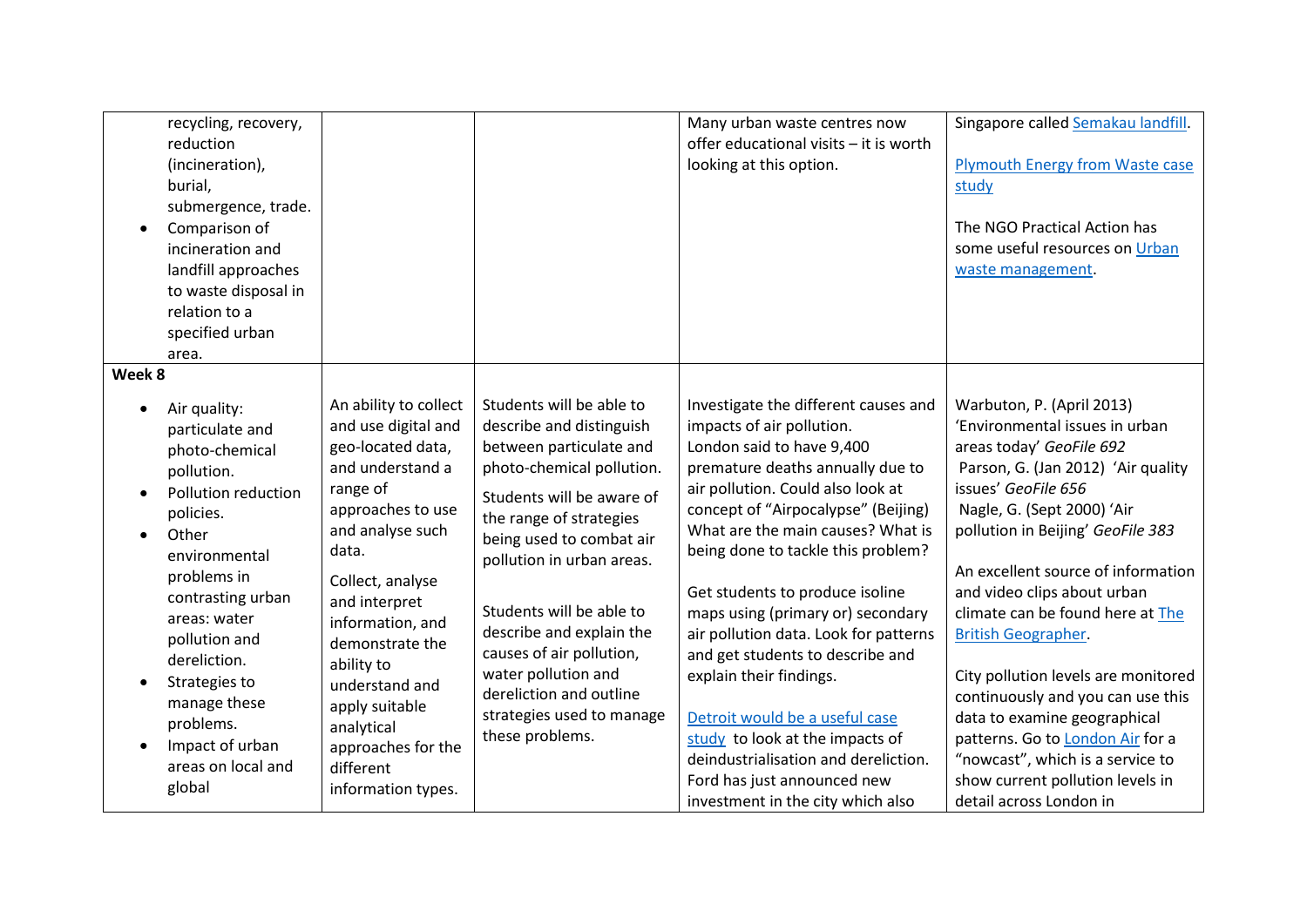| | | | | |
|---|---|---|---|---|
| recycling, recovery, reduction (incineration), burial, submergence, trade.<br>• Comparison of incineration and landfill approaches to waste disposal in relation to a specified urban area. | | | Many urban waste centres now offer educational visits – it is worth looking at this option. | Singapore called Semakau landfill.<br><br>Plymouth Energy from Waste case study<br><br>The NGO Practical Action has some useful resources on Urban waste management. |
| **Week 8**<br>• Air quality: particulate and photo-chemical pollution.<br>• Pollution reduction policies.<br>• Other environmental problems in contrasting urban areas: water pollution and dereliction.<br>• Strategies to manage these problems.<br>• Impact of urban areas on local and global | An ability to collect and use digital and geo-located data, and understand a range of approaches to use and analyse such data.<br><br>Collect, analyse and interpret information, and demonstrate the ability to understand and apply suitable analytical approaches for the different information types. | Students will be able to describe and distinguish between particulate and photo-chemical pollution.<br><br>Students will be aware of the range of strategies being used to combat air pollution in urban areas.<br><br>Students will be able to describe and explain the causes of air pollution, water pollution and dereliction and outline strategies used to manage these problems. | Investigate the different causes and impacts of air pollution.<br>London said to have 9,400 premature deaths annually due to air pollution. Could also look at concept of "Airpocalypse" (Beijing) What are the main causes? What is being done to tackle this problem?<br><br>Get students to produce isoline maps using (primary or) secondary air pollution data. Look for patterns and get students to describe and explain their findings.<br><br>Detroit would be a useful case study to look at the impacts of deindustrialisation and dereliction. Ford has just announced new investment in the city which also | Warbuton, P. (April 2013) 'Environmental issues in urban areas today' *GeoFile 692*<br>Parson, G. (Jan 2012) 'Air quality issues' *GeoFile 656*<br>Nagle, G. (Sept 2000) 'Air pollution in Beijing' *GeoFile 383*<br><br>An excellent source of information and video clips about urban climate can be found here at The British Geographer.<br><br>City pollution levels are monitored continuously and you can use this data to examine geographical patterns. Go to London Air for a "nowcast", which is a service to show current pollution levels in detail across London in |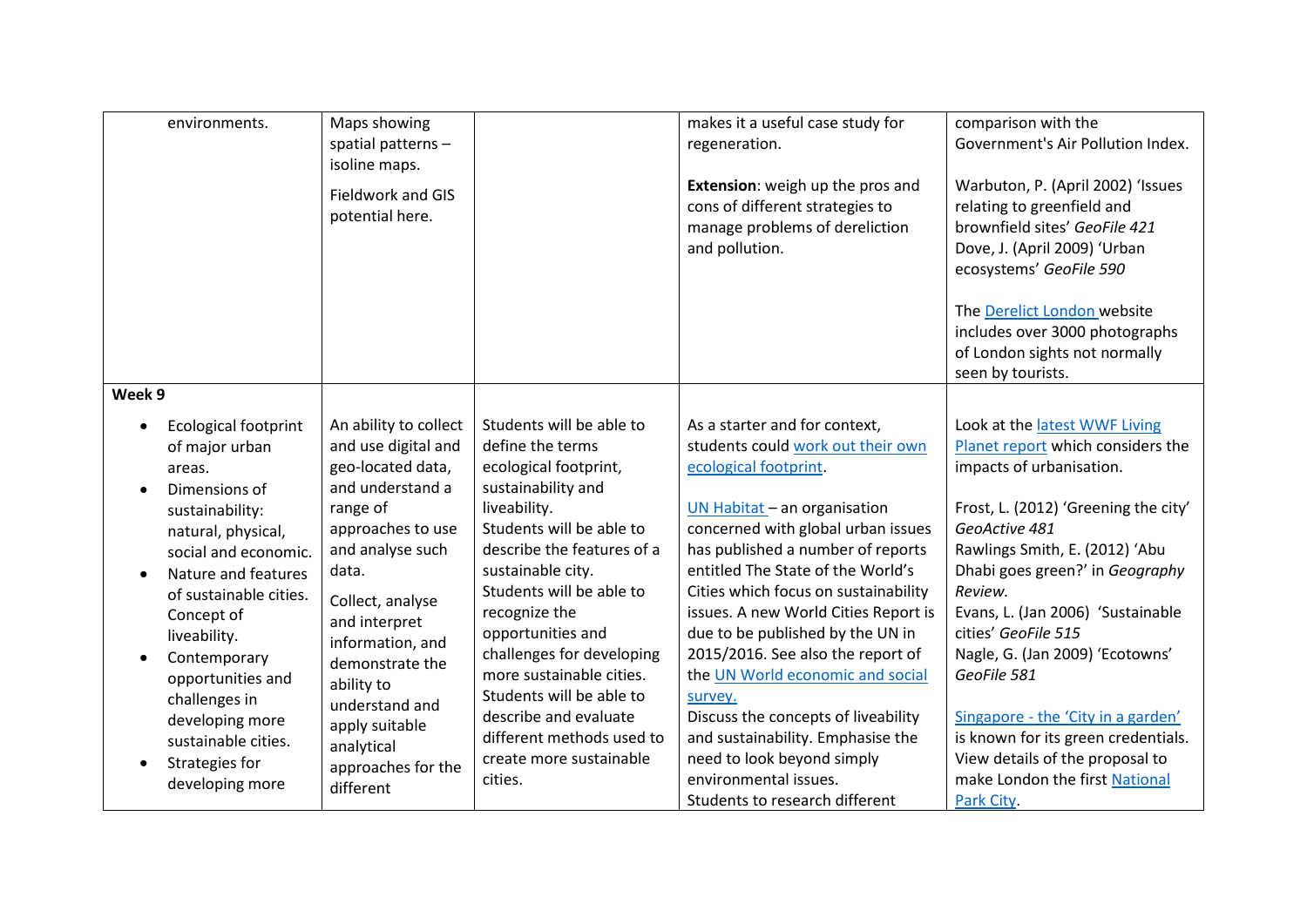| | | | | |
|---|---|---|---|---|
| environments. | Maps showing spatial patterns – isoline maps.<br><br>Fieldwork and GIS potential here. | | makes it a useful case study for regeneration.<br><br>**Extension**: weigh up the pros and cons of different strategies to manage problems of dereliction and pollution. | comparison with the Government's Air Pollution Index.<br><br>Warbuton, P. (April 2002) 'Issues relating to greenfield and brownfield sites' *GeoFile 421*<br>Dove, J. (April 2009) 'Urban ecosystems' *GeoFile 590*<br><br>The Derelict London website includes over 3000 photographs of London sights not normally seen by tourists. |
| **Week 9**<br><br>• Ecological footprint of major urban areas.<br>• Dimensions of sustainability: natural, physical, social and economic.<br>• Nature and features of sustainable cities. Concept of liveability.<br>• Contemporary opportunities and challenges in developing more sustainable cities.<br>• Strategies for developing more | An ability to collect and use digital and geo-located data, and understand a range of approaches to use and analyse such data.<br><br>Collect, analyse and interpret information, and demonstrate the ability to understand and apply suitable analytical approaches for the different | Students will be able to define the terms ecological footprint, sustainability and liveability.<br>Students will be able to describe the features of a sustainable city.<br>Students will be able to recognize the opportunities and challenges for developing more sustainable cities.<br>Students will be able to describe and evaluate different methods used to create more sustainable cities. | As a starter and for context, students could work out their own ecological footprint.<br><br>UN Habitat – an organisation concerned with global urban issues has published a number of reports entitled The State of the World's Cities which focus on sustainability issues. A new World Cities Report is due to be published by the UN in 2015/2016. See also the report of the UN World economic and social survey.<br>Discuss the concepts of liveability and sustainability. Emphasise the need to look beyond simply environmental issues.<br>Students to research different | Look at the latest WWF Living Planet report which considers the impacts of urbanisation.<br><br>Frost, L. (2012) 'Greening the city' *GeoActive 481*<br>Rawlings Smith, E. (2012) 'Abu Dhabi goes green?' in *Geography Review.*<br>Evans, L. (Jan 2006) 'Sustainable cities' *GeoFile 515*<br>Nagle, G. (Jan 2009) 'Ecotowns' *GeoFile 581*<br><br>Singapore - the 'City in a garden' is known for its green credentials. View details of the proposal to make London the first National Park City. |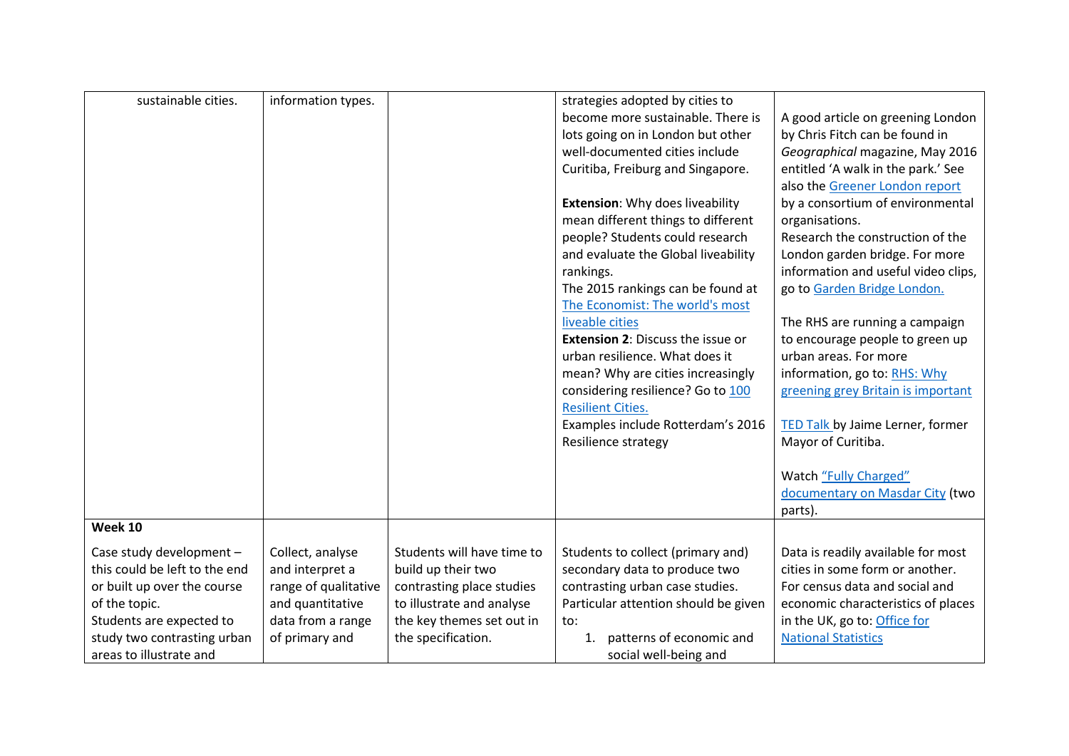| | | | | |
|---|---|---|---|---|
| sustainable cities. | information types. | | strategies adopted by cities to become more sustainable. There is lots going on in London but other well-documented cities include Curitiba, Freiburg and Singapore.<br><br>**Extension**: Why does liveability mean different things to different people? Students could research and evaluate the Global liveability rankings.<br>The 2015 rankings can be found at [The Economist: The world's most liveable cities]()<br>**Extension 2**: Discuss the issue or urban resilience. What does it mean? Why are cities increasingly considering resilience? Go to [100 Resilient Cities.]()<br>Examples include Rotterdam's 2016 Resilience strategy | A good article on greening London by Chris Fitch can be found in *Geographical* magazine, May 2016 entitled 'A walk in the park.' See also the [Greener London report]() by a consortium of environmental organisations.<br>Research the construction of the London garden bridge. For more information and useful video clips, go to [Garden Bridge London.]()<br><br>The RHS are running a campaign to encourage people to green up urban areas. For more information, go to: [RHS: Why greening grey Britain is important]()<br><br>[TED Talk]() by Jaime Lerner, former Mayor of Curitiba.<br><br>Watch ["Fully Charged" documentary on Masdar City]() (two parts). |
| **Week 10**<br><br>Case study development – this could be left to the end or built up over the course of the topic.<br>Students are expected to study two contrasting urban areas to illustrate and | Collect, analyse and interpret a range of qualitative and quantitative data from a range of primary and | Students will have time to build up their two contrasting place studies to illustrate and analyse the key themes set out in the specification. | Students to collect (primary and) secondary data to produce two contrasting urban case studies. Particular attention should be given to:<br>1. patterns of economic and social well-being and | Data is readily available for most cities in some form or another. For census data and social and economic characteristics of places in the UK, go to: [Office for National Statistics]() |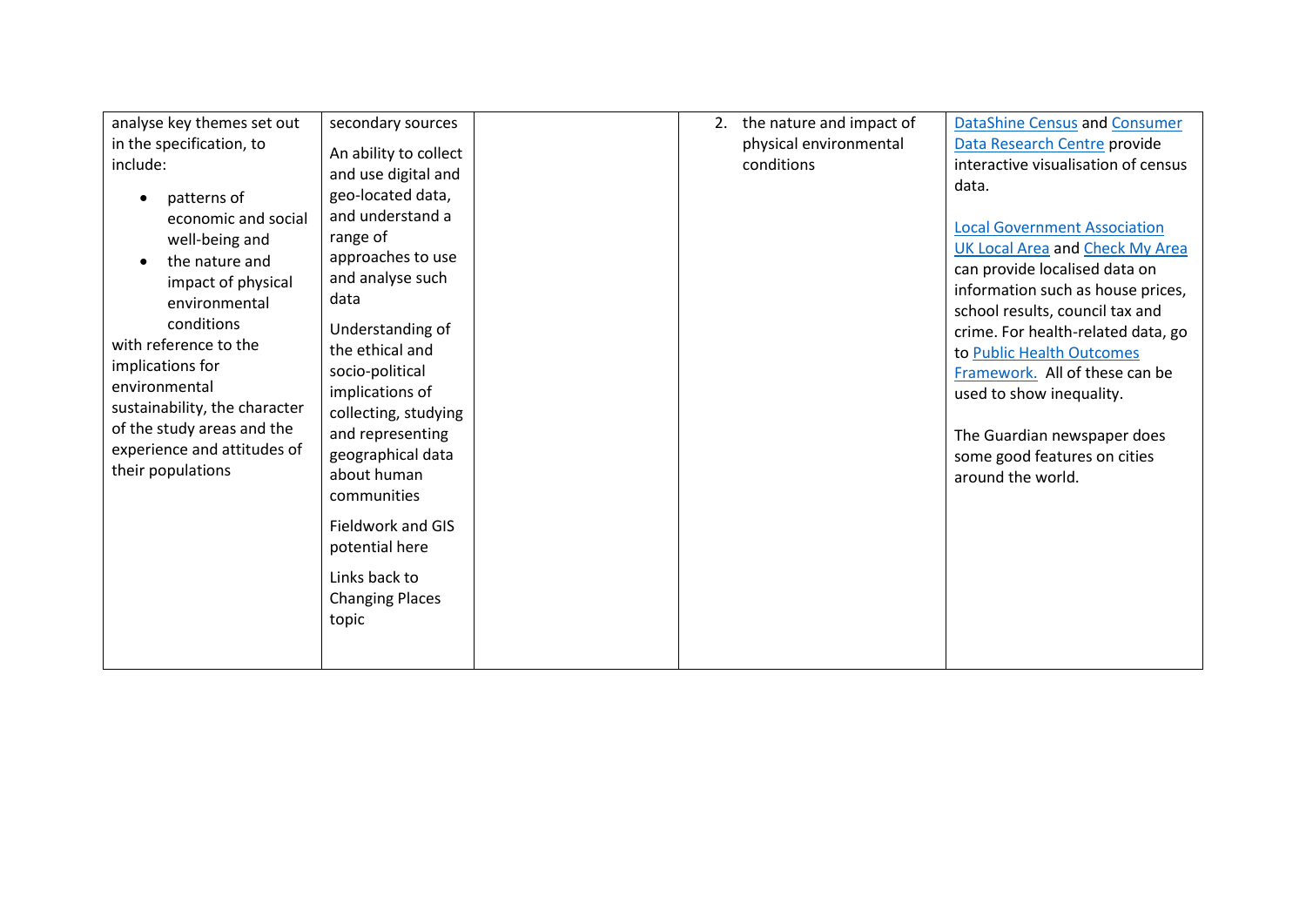| | | | | |
|---|---|---|---|---|
| analyse key themes set out in the specification, to include:<br>• patterns of economic and social well-being and<br>• the nature and impact of physical environmental conditions<br>with reference to the implications for environmental sustainability, the character of the study areas and the experience and attitudes of their populations | secondary sources<br><br>An ability to collect and use digital and geo-located data, and understand a range of approaches to use and analyse such data<br><br>Understanding of the ethical and socio-political implications of collecting, studying and representing geographical data about human communities<br><br>Fieldwork and GIS potential here<br><br>Links back to Changing Places topic | | 2. the nature and impact of physical environmental conditions | DataShine Census and Consumer Data Research Centre provide interactive visualisation of census data.<br><br>Local Government Association UK Local Area and Check My Area can provide localised data on information such as house prices, school results, council tax and crime. For health-related data, go to Public Health Outcomes Framework. All of these can be used to show inequality.<br><br>The Guardian newspaper does some good features on cities around the world. |